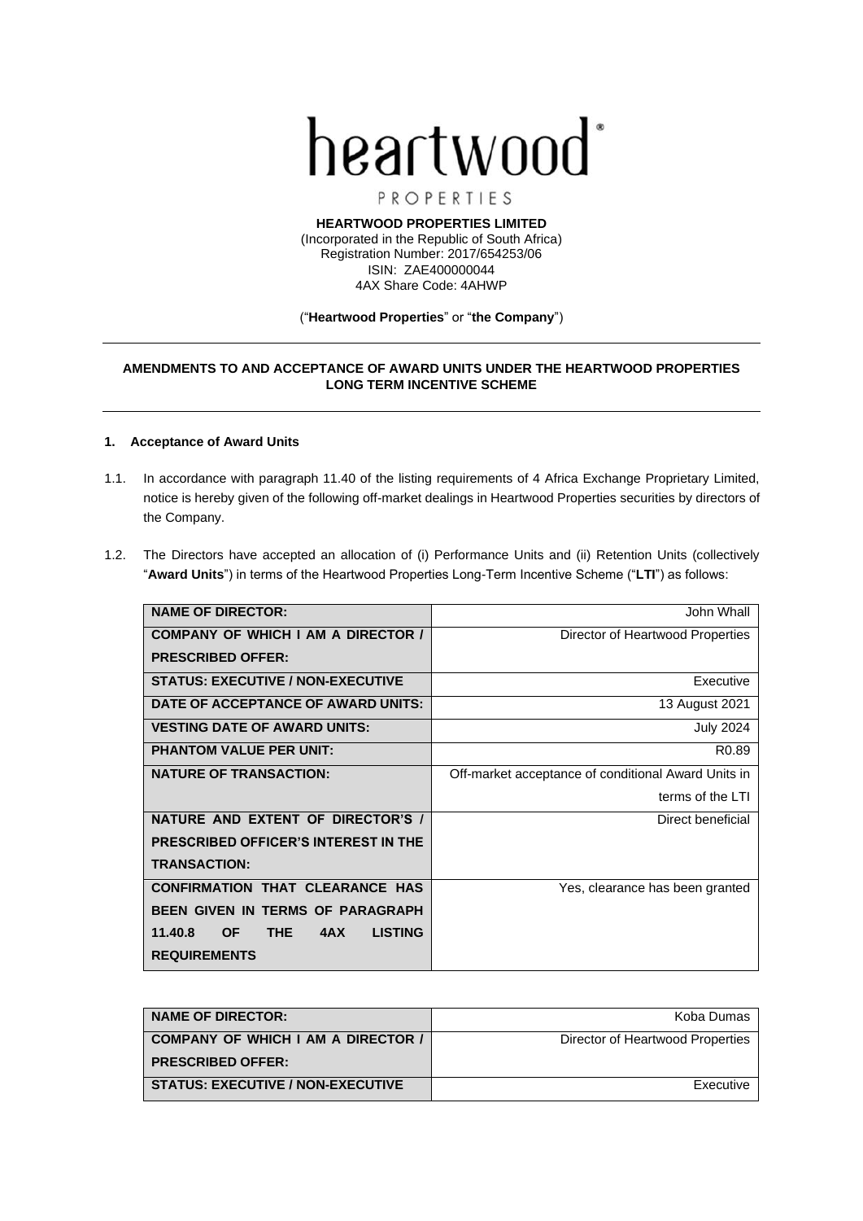heartwood®

PROPERTIES

**HEARTWOOD PROPERTIES LIMITED**
(Incorporated in the Republic of South Africa)
Registration Number: 2017/654253/06
ISIN: ZAE400000044
4AX Share Code: 4AHWP

("**Heartwood Properties**" or "**the Company**")

---

**AMENDMENTS TO AND ACCEPTANCE OF AWARD UNITS UNDER THE HEARTWOOD PROPERTIES LONG TERM INCENTIVE SCHEME**

---

**1. Acceptance of Award Units**

1.1. In accordance with paragraph 11.40 of the listing requirements of 4 Africa Exchange Proprietary Limited, notice is hereby given of the following off-market dealings in Heartwood Properties securities by directors of the Company.

1.2. The Directors have accepted an allocation of (i) Performance Units and (ii) Retention Units (collectively "**Award Units**") in terms of the Heartwood Properties Long-Term Incentive Scheme ("**LTI**") as follows:

| **NAME OF DIRECTOR:** | John Whall |
|---|---|
| **COMPANY OF WHICH I AM A DIRECTOR / PRESCRIBED OFFER:** | Director of Heartwood Properties |
| **STATUS: EXECUTIVE / NON-EXECUTIVE** | Executive |
| **DATE OF ACCEPTANCE OF AWARD UNITS:** | 13 August 2021 |
| **VESTING DATE OF AWARD UNITS:** | July 2024 |
| **PHANTOM VALUE PER UNIT:** | R0.89 |
| **NATURE OF TRANSACTION:** | Off-market acceptance of conditional Award Units in terms of the LTI |
| **NATURE AND EXTENT OF DIRECTOR'S / PRESCRIBED OFFICER'S INTEREST IN THE TRANSACTION:** | Direct beneficial |
| **CONFIRMATION THAT CLEARANCE HAS BEEN GIVEN IN TERMS OF PARAGRAPH 11.40.8 OF THE 4AX LISTING REQUIREMENTS** | Yes, clearance has been granted |

| **NAME OF DIRECTOR:** | Koba Dumas |
|---|---|
| **COMPANY OF WHICH I AM A DIRECTOR / PRESCRIBED OFFER:** | Director of Heartwood Properties |
| **STATUS: EXECUTIVE / NON-EXECUTIVE** | Executive |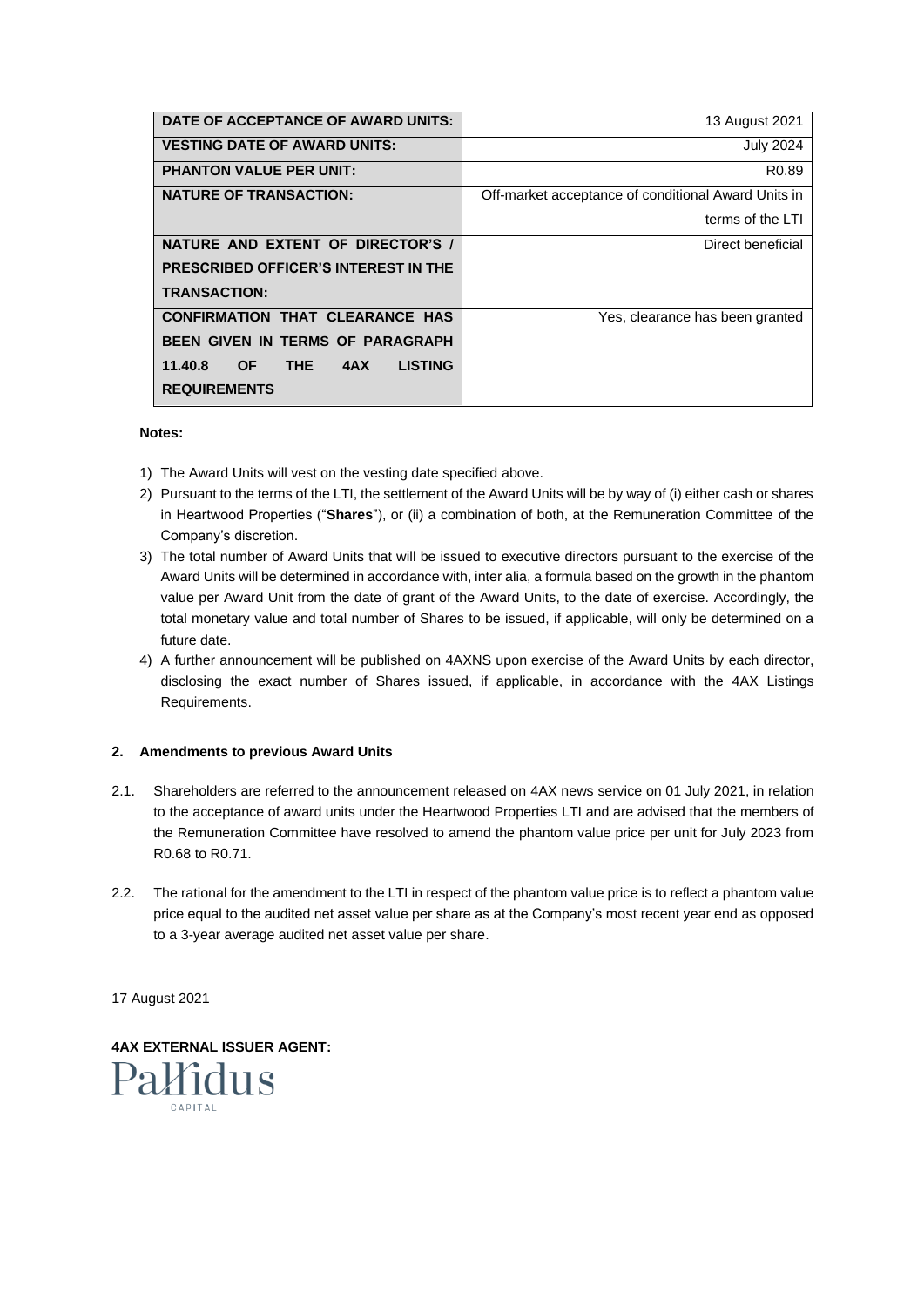| | |
|---|---|
| **DATE OF ACCEPTANCE OF AWARD UNITS:** | 13 August 2021 |
| **VESTING DATE OF AWARD UNITS:** | July 2024 |
| **PHANTON VALUE PER UNIT:** | R0.89 |
| **NATURE OF TRANSACTION:** | Off-market acceptance of conditional Award Units in terms of the LTI |
| **NATURE AND EXTENT OF DIRECTOR'S / PRESCRIBED OFFICER'S INTEREST IN THE TRANSACTION:** | Direct beneficial |
| **CONFIRMATION THAT CLEARANCE HAS BEEN GIVEN IN TERMS OF PARAGRAPH 11.40.8 OF THE 4AX LISTING REQUIREMENTS** | Yes, clearance has been granted |

**Notes:**

1) The Award Units will vest on the vesting date specified above.
2) Pursuant to the terms of the LTI, the settlement of the Award Units will be by way of (i) either cash or shares in Heartwood Properties ("**Shares**"), or (ii) a combination of both, at the Remuneration Committee of the Company's discretion.
3) The total number of Award Units that will be issued to executive directors pursuant to the exercise of the Award Units will be determined in accordance with, inter alia, a formula based on the growth in the phantom value per Award Unit from the date of grant of the Award Units, to the date of exercise. Accordingly, the total monetary value and total number of Shares to be issued, if applicable, will only be determined on a future date.
4) A further announcement will be published on 4AXNS upon exercise of the Award Units by each director, disclosing the exact number of Shares issued, if applicable, in accordance with the 4AX Listings Requirements.

**2. Amendments to previous Award Units**

2.1. Shareholders are referred to the announcement released on 4AX news service on 01 July 2021, in relation to the acceptance of award units under the Heartwood Properties LTI and are advised that the members of the Remuneration Committee have resolved to amend the phantom value price per unit for July 2023 from R0.68 to R0.71.

2.2. The rational for the amendment to the LTI in respect of the phantom value price is to reflect a phantom value price equal to the audited net asset value per share as at the Company's most recent year end as opposed to a 3-year average audited net asset value per share.

17 August 2021

**4AX EXTERNAL ISSUER AGENT:**

Pallidus
CAPITAL